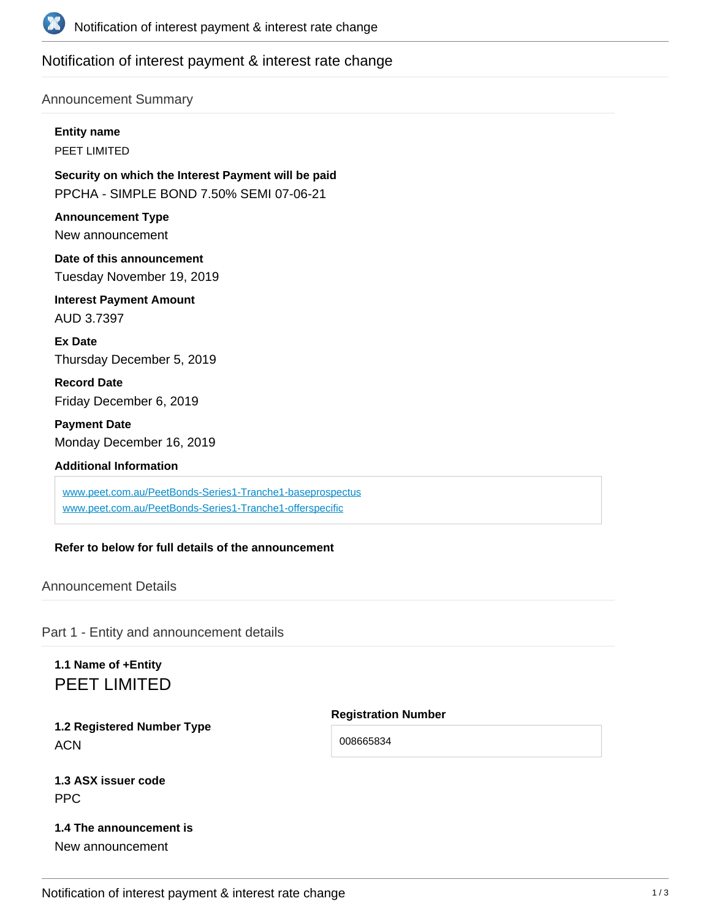# Notification of interest payment & interest rate change

## Announcement Summary

**Entity name**

PEET LIMITED

**Security on which the Interest Payment will be paid**

PPCHA - SIMPLE BOND 7.50% SEMI 07-06-21

**Announcement Type**

New announcement

**Date of this announcement**

Tuesday November 19, 2019

**Interest Payment Amount**

AUD 3.7397

**Ex Date**

Thursday December 5, 2019

**Record Date**

Friday December 6, 2019

**Payment Date**

Monday December 16, 2019

**Additional Information**

www.peet.com.au/PeetBonds-Series1-Tranche1-baseprospectus
www.peet.com.au/PeetBonds-Series1-Tranche1-offerspecific

**Refer to below for full details of the announcement**

## Announcement Details

### Part 1 - Entity and announcement details

**1.1 Name of +Entity**

PEET LIMITED

**1.2 Registered Number Type**

ACN

**Registration Number**

008665834

**1.3 ASX issuer code**

PPC

**1.4 The announcement is**

New announcement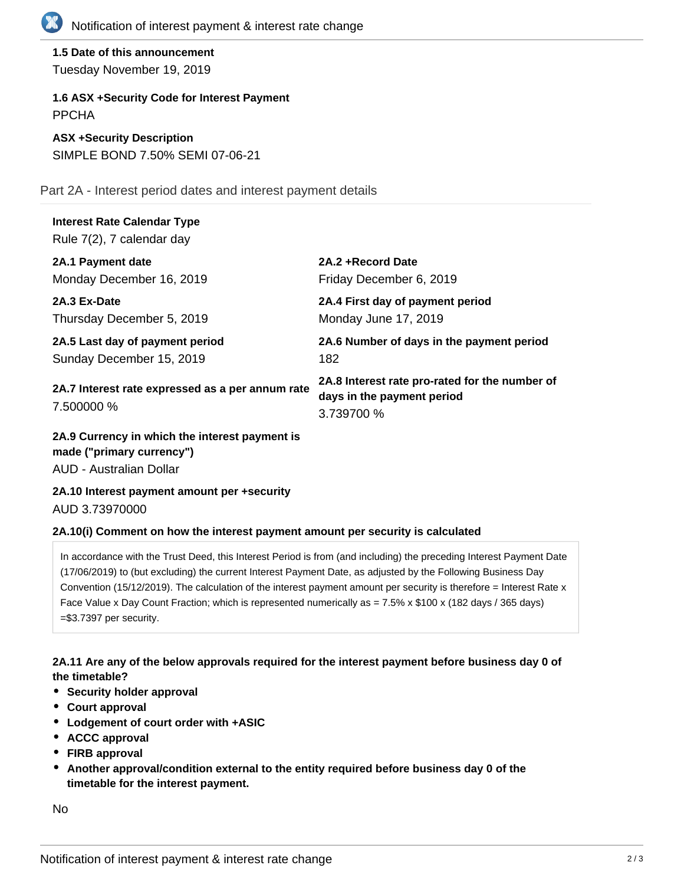**1.5 Date of this announcement**
Tuesday November 19, 2019

**1.6 ASX +Security Code for Interest Payment**
PPCHA

**ASX +Security Description**
SIMPLE BOND 7.50% SEMI 07-06-21

## Part 2A - Interest period dates and interest payment details

**Interest Rate Calendar Type**
Rule 7(2), 7 calendar day

**2A.1 Payment date**
Monday December 16, 2019

**2A.2 +Record Date**
Friday December 6, 2019

**2A.3 Ex-Date**
Thursday December 5, 2019

**2A.4 First day of payment period**
Monday June 17, 2019

**2A.5 Last day of payment period**
Sunday December 15, 2019

**2A.6 Number of days in the payment period**
182

**2A.7 Interest rate expressed as a per annum rate**
7.500000 %

**2A.8 Interest rate pro-rated for the number of days in the payment period**
3.739700 %

**2A.9 Currency in which the interest payment is made ("primary currency")**
AUD - Australian Dollar

**2A.10 Interest payment amount per +security**
AUD 3.73970000

**2A.10(i) Comment on how the interest payment amount per security is calculated**

In accordance with the Trust Deed, this Interest Period is from (and including) the preceding Interest Payment Date (17/06/2019) to (but excluding) the current Interest Payment Date, as adjusted by the Following Business Day Convention (15/12/2019). The calculation of the interest payment amount per security is therefore = Interest Rate x Face Value x Day Count Fraction; which is represented numerically as = 7.5% x $100 x (182 days / 365 days) =$3.7397 per security.

**2A.11 Are any of the below approvals required for the interest payment before business day 0 of the timetable?**

- **Security holder approval**
- **Court approval**
- **Lodgement of court order with +ASIC**
- **ACCC approval**
- **FIRB approval**
- **Another approval/condition external to the entity required before business day 0 of the timetable for the interest payment.**

No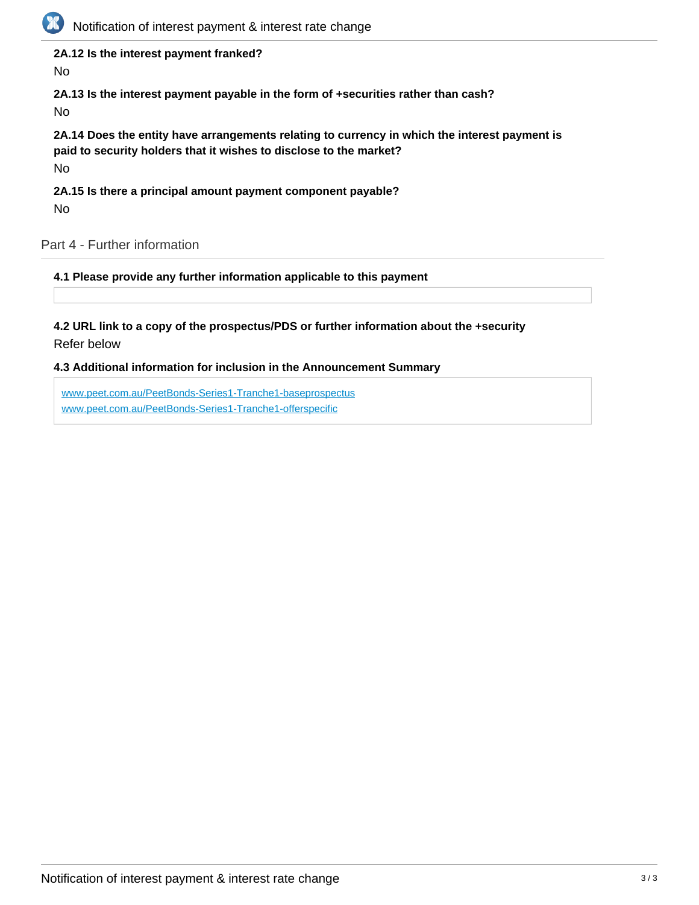**2A.12 Is the interest payment franked?**

No

**2A.13 Is the interest payment payable in the form of +securities rather than cash?**

No

**2A.14 Does the entity have arrangements relating to currency in which the interest payment is paid to security holders that it wishes to disclose to the market?**

No

**2A.15 Is there a principal amount payment component payable?**

No

## Part 4 - Further information

**4.1 Please provide any further information applicable to this payment**

**4.2 URL link to a copy of the prospectus/PDS or further information about the +security**

Refer below

**4.3 Additional information for inclusion in the Announcement Summary**

www.peet.com.au/PeetBonds-Series1-Tranche1-baseprospectus
www.peet.com.au/PeetBonds-Series1-Tranche1-offerspecific